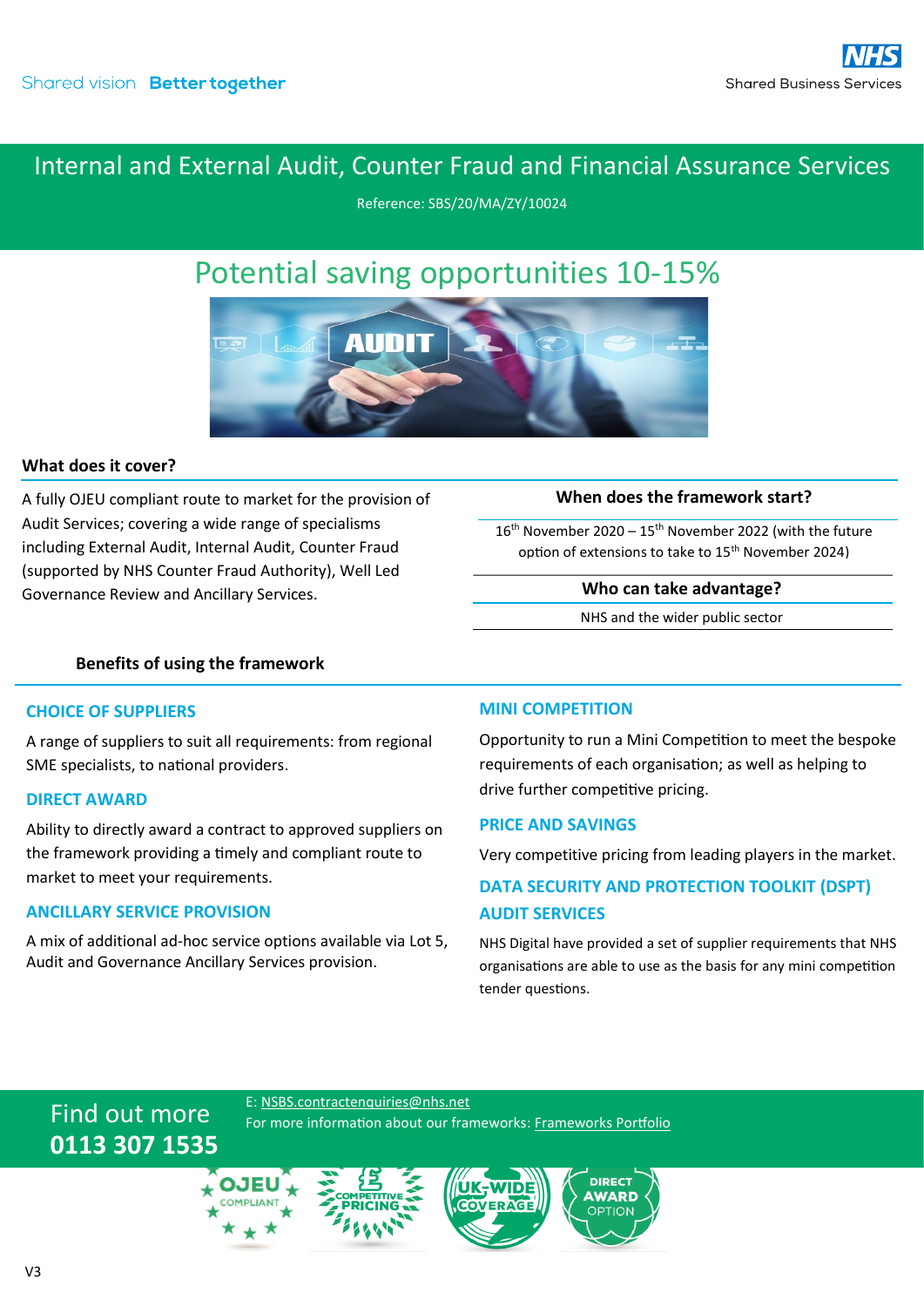Shared vision **Better together**

NHS Shared Business Services

# Internal and External Audit, Counter Fraud and Financial Assurance Services

Reference: SBS/20/MA/ZY/10024

## Potential saving opportunities 10-15%

### What does it cover?

A fully OJEU compliant route to market for the provision of Audit Services; covering a wide range of specialisms including External Audit, Internal Audit, Counter Fraud (supported by NHS Counter Fraud Authority), Well Led Governance Review and Ancillary Services.

### When does the framework start?

16th November 2020 – 15th November 2022 (with the future option of extensions to take to 15th November 2024)

### Who can take advantage?

NHS and the wider public sector

### Benefits of using the framework

**CHOICE OF SUPPLIERS**

A range of suppliers to suit all requirements: from regional SME specialists, to national providers.

**DIRECT AWARD**

Ability to directly award a contract to approved suppliers on the framework providing a timely and compliant route to market to meet your requirements.

**ANCILLARY SERVICE PROVISION**

A mix of additional ad-hoc service options available via Lot 5, Audit and Governance Ancillary Services provision.

**MINI COMPETITION**

Opportunity to run a Mini Competition to meet the bespoke requirements of each organisation; as well as helping to drive further competitive pricing.

**PRICE AND SAVINGS**

Very competitive pricing from leading players in the market.

**DATA SECURITY AND PROTECTION TOOLKIT (DSPT) AUDIT SERVICES**

NHS Digital have provided a set of supplier requirements that NHS organisations are able to use as the basis for any mini competition tender questions.

Find out more
**0113 307 1535**

E: NSBS.contractenquiries@nhs.net
For more information about our frameworks: Frameworks Portfolio

OJEU COMPLIANT | COMPETITIVE PRICING | UK-WIDE COVERAGE | DIRECT AWARD OPTION

V3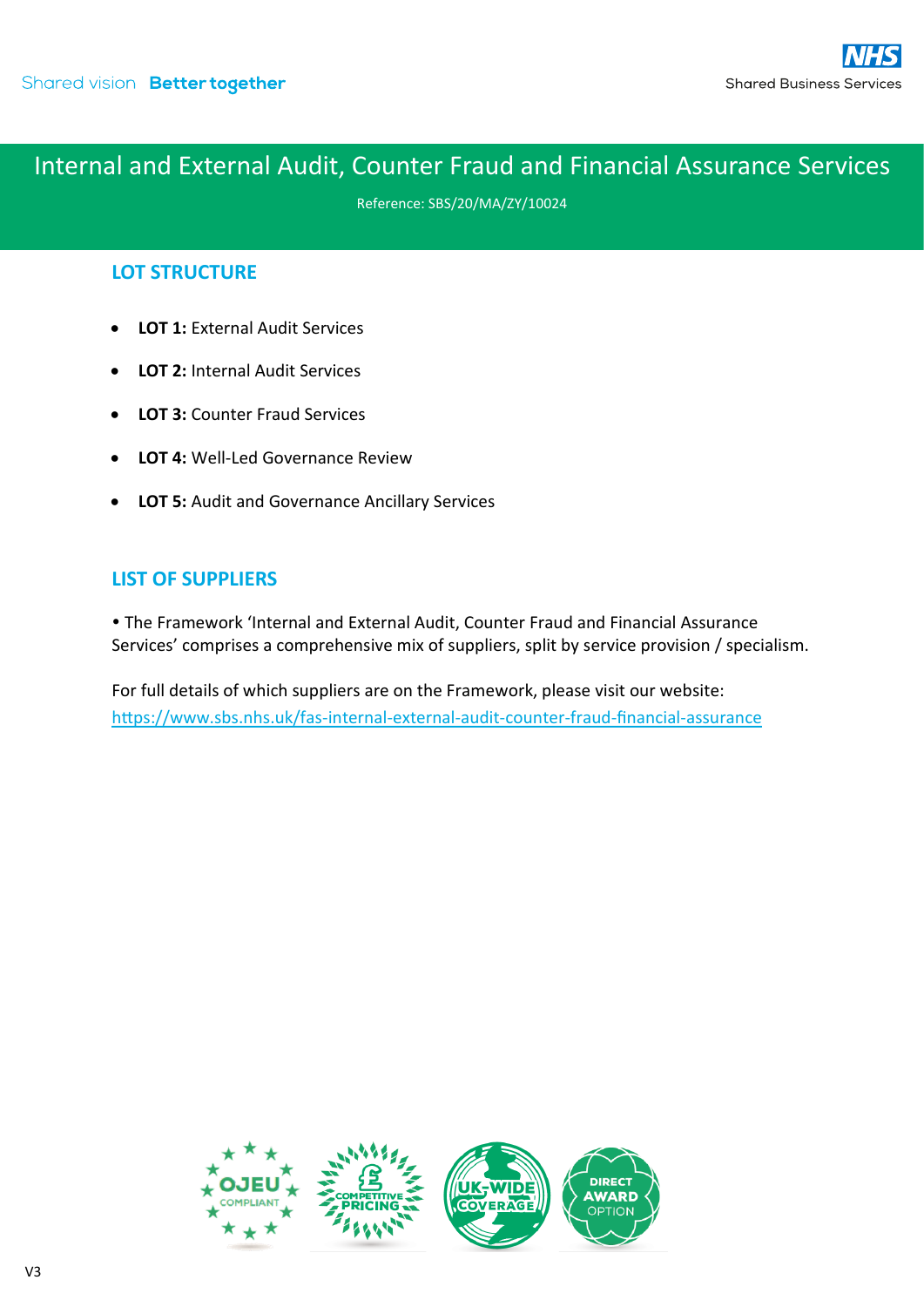Shared vision **Better together**

NHS Shared Business Services

# Internal and External Audit, Counter Fraud and Financial Assurance Services

Reference: SBS/20/MA/ZY/10024

## LOT STRUCTURE

- **LOT 1:** External Audit Services
- **LOT 2:** Internal Audit Services
- **LOT 3:** Counter Fraud Services
- **LOT 4:** Well-Led Governance Review
- **LOT 5:** Audit and Governance Ancillary Services

## LIST OF SUPPLIERS

• The Framework 'Internal and External Audit, Counter Fraud and Financial Assurance Services' comprises a comprehensive mix of suppliers, split by service provision / specialism.

For full details of which suppliers are on the Framework, please visit our website: https://www.sbs.nhs.uk/fas-internal-external-audit-counter-fraud-financial-assurance

OJEU COMPLIANT | COMPETITIVE PRICING | UK-WIDE COVERAGE | DIRECT AWARD OPTION

V3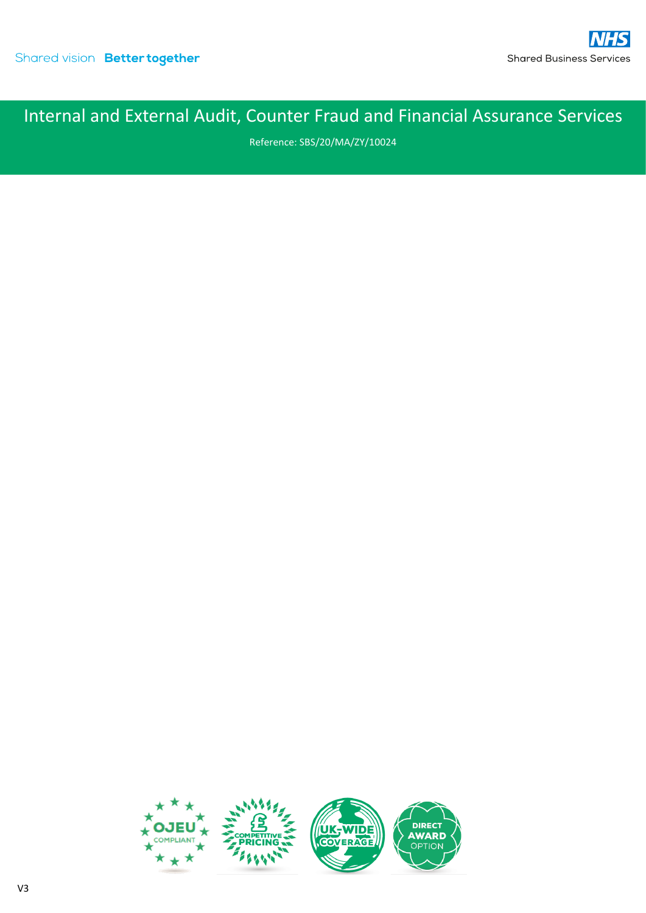Shared vision **Better together**

NHS
Shared Business Services

# Internal and External Audit, Counter Fraud and Financial Assurance Services

Reference: SBS/20/MA/ZY/10024

OJEU COMPLIANT

COMPETITIVE PRICING

UK-WIDE COVERAGE

DIRECT AWARD OPTION

V3